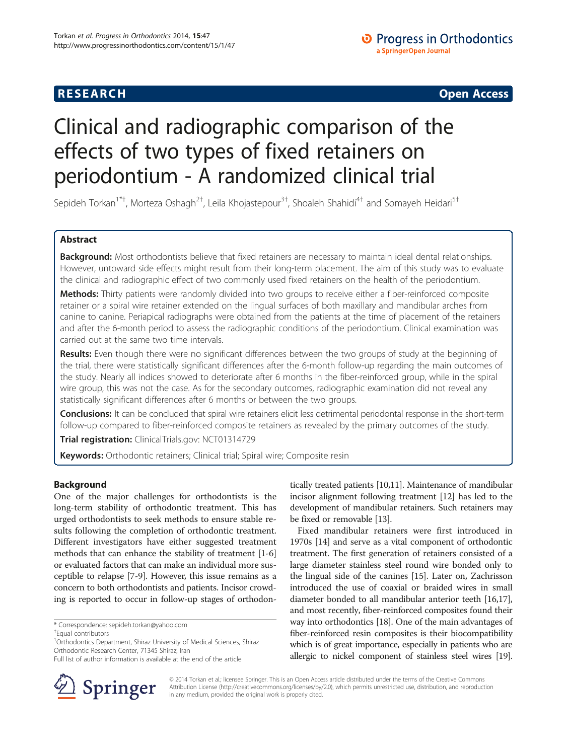RESEARCH Open Access

# Clinical and radiographic comparison of the effects of two types of fixed retainers on periodontium - A randomized clinical trial

Sepideh Torkan[1*†], Morteza Oshagh[2†], Leila Khojastepour[3†], Shoaleh Shahidi[4†] and Somayeh Heidari[5†]

## Abstract

**Background:** Most orthodontists believe that fixed retainers are necessary to maintain ideal dental relationships. However, untoward side effects might result from their long-term placement. The aim of this study was to evaluate the clinical and radiographic effect of two commonly used fixed retainers on the health of the periodontium.

**Methods:** Thirty patients were randomly divided into two groups to receive either a fiber-reinforced composite retainer or a spiral wire retainer extended on the lingual surfaces of both maxillary and mandibular arches from canine to canine. Periapical radiographs were obtained from the patients at the time of placement of the retainers and after the 6-month period to assess the radiographic conditions of the periodontium. Clinical examination was carried out at the same two time intervals.

**Results:** Even though there were no significant differences between the two groups of study at the beginning of the trial, there were statistically significant differences after the 6-month follow-up regarding the main outcomes of the study. Nearly all indices showed to deteriorate after 6 months in the fiber-reinforced group, while in the spiral wire group, this was not the case. As for the secondary outcomes, radiographic examination did not reveal any statistically significant differences after 6 months or between the two groups.

**Conclusions:** It can be concluded that spiral wire retainers elicit less detrimental periodontal response in the short-term follow-up compared to fiber-reinforced composite retainers as revealed by the primary outcomes of the study.

**Trial registration:** ClinicalTrials.gov: NCT01314729

**Keywords:** Orthodontic retainers; Clinical trial; Spiral wire; Composite resin

## Background

One of the major challenges for orthodontists is the long-term stability of orthodontic treatment. This has urged orthodontists to seek methods to ensure stable results following the completion of orthodontic treatment. Different investigators have either suggested treatment methods that can enhance the stability of treatment [1-6] or evaluated factors that can make an individual more susceptible to relapse [7-9]. However, this issue remains as a concern to both orthodontists and patients. Incisor crowding is reported to occur in follow-up stages of orthodontically treated patients [10,11]. Maintenance of mandibular incisor alignment following treatment [12] has led to the development of mandibular retainers. Such retainers may be fixed or removable [13].

Fixed mandibular retainers were first introduced in 1970s [14] and serve as a vital component of orthodontic treatment. The first generation of retainers consisted of a large diameter stainless steel round wire bonded only to the lingual side of the canines [15]. Later on, Zachrisson introduced the use of coaxial or braided wires in small diameter bonded to all mandibular anterior teeth [16,17], and most recently, fiber-reinforced composites found their way into orthodontics [18]. One of the main advantages of fiber-reinforced resin composites is their biocompatibility which is of great importance, especially in patients who are allergic to nickel component of stainless steel wires [19].

\* Correspondence: sepideh.torkan@yahoo.com
†Equal contributors
[1]Orthodontics Department, Shiraz University of Medical Sciences, Shiraz Orthodontic Research Center, 71345 Shiraz, Iran
Full list of author information is available at the end of the article

© 2014 Torkan et al.; licensee Springer. This is an Open Access article distributed under the terms of the Creative Commons Attribution License (http://creativecommons.org/licenses/by/2.0), which permits unrestricted use, distribution, and reproduction in any medium, provided the original work is properly cited.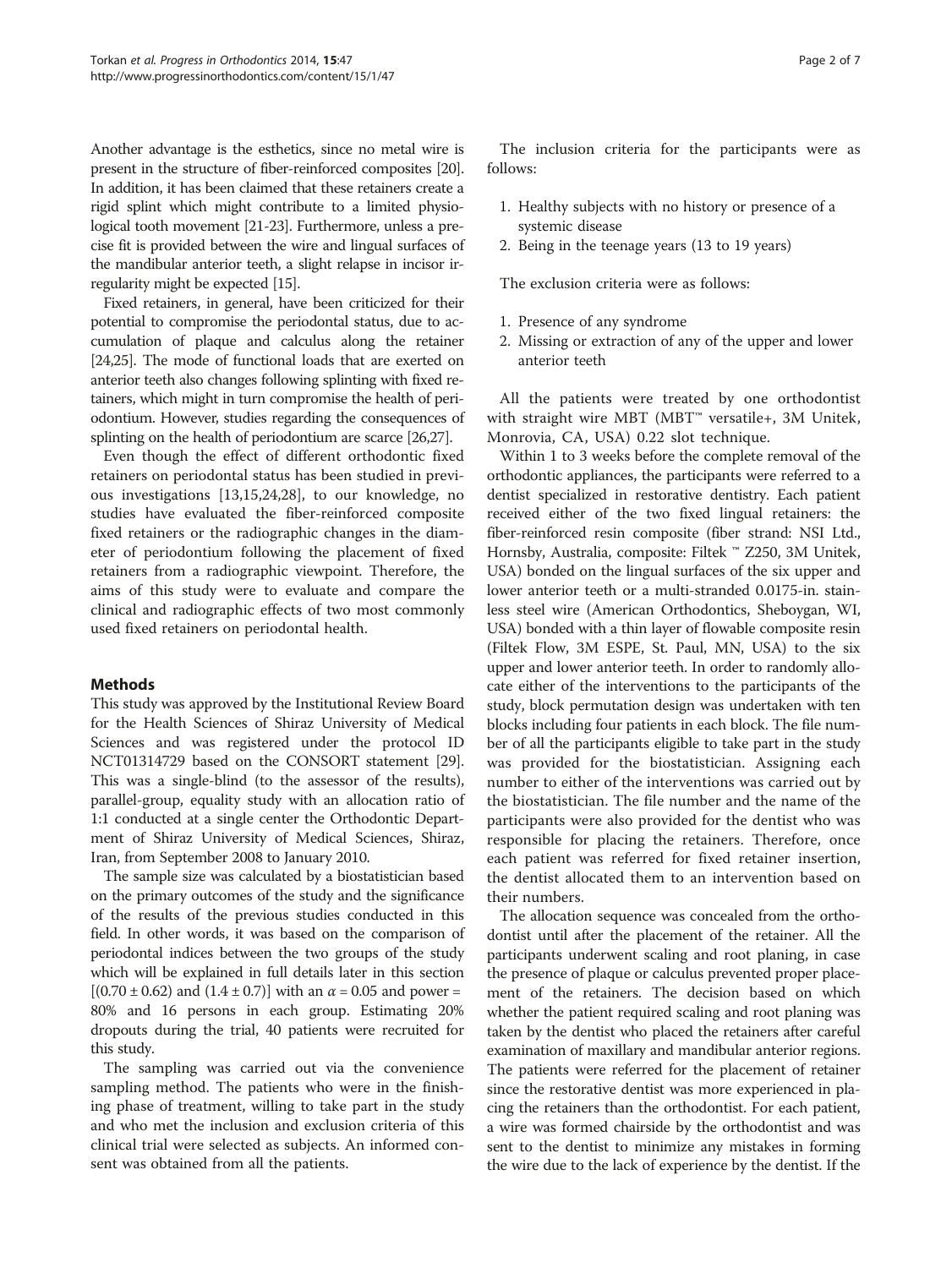Another advantage is the esthetics, since no metal wire is present in the structure of fiber-reinforced composites [20]. In addition, it has been claimed that these retainers create a rigid splint which might contribute to a limited physiological tooth movement [21-23]. Furthermore, unless a precise fit is provided between the wire and lingual surfaces of the mandibular anterior teeth, a slight relapse in incisor irregularity might be expected [15].

Fixed retainers, in general, have been criticized for their potential to compromise the periodontal status, due to accumulation of plaque and calculus along the retainer [24,25]. The mode of functional loads that are exerted on anterior teeth also changes following splinting with fixed retainers, which might in turn compromise the health of periodontium. However, studies regarding the consequences of splinting on the health of periodontium are scarce [26,27].

Even though the effect of different orthodontic fixed retainers on periodontal status has been studied in previous investigations [13,15,24,28], to our knowledge, no studies have evaluated the fiber-reinforced composite fixed retainers or the radiographic changes in the diameter of periodontium following the placement of fixed retainers from a radiographic viewpoint. Therefore, the aims of this study were to evaluate and compare the clinical and radiographic effects of two most commonly used fixed retainers on periodontal health.

## Methods

This study was approved by the Institutional Review Board for the Health Sciences of Shiraz University of Medical Sciences and was registered under the protocol ID NCT01314729 based on the CONSORT statement [29]. This was a single-blind (to the assessor of the results), parallel-group, equality study with an allocation ratio of 1:1 conducted at a single center the Orthodontic Department of Shiraz University of Medical Sciences, Shiraz, Iran, from September 2008 to January 2010.

The sample size was calculated by a biostatistician based on the primary outcomes of the study and the significance of the results of the previous studies conducted in this field. In other words, it was based on the comparison of periodontal indices between the two groups of the study which will be explained in full details later in this section [$(0.70 \pm 0.62)$ and $(1.4 \pm 0.7)$] with an $\alpha = 0.05$ and power = 80% and 16 persons in each group. Estimating 20% dropouts during the trial, 40 patients were recruited for this study.

The sampling was carried out via the convenience sampling method. The patients who were in the finishing phase of treatment, willing to take part in the study and who met the inclusion and exclusion criteria of this clinical trial were selected as subjects. An informed consent was obtained from all the patients.

The inclusion criteria for the participants were as follows:

1. Healthy subjects with no history or presence of a systemic disease
2. Being in the teenage years (13 to 19 years)

The exclusion criteria were as follows:

1. Presence of any syndrome
2. Missing or extraction of any of the upper and lower anterior teeth

All the patients were treated by one orthodontist with straight wire MBT (MBT™ versatile+, 3M Unitek, Monrovia, CA, USA) 0.22 slot technique.

Within 1 to 3 weeks before the complete removal of the orthodontic appliances, the participants were referred to a dentist specialized in restorative dentistry. Each patient received either of the two fixed lingual retainers: the fiber-reinforced resin composite (fiber strand: NSI Ltd., Hornsby, Australia, composite: Filtek ™ Z250, 3M Unitek, USA) bonded on the lingual surfaces of the six upper and lower anterior teeth or a multi-stranded 0.0175-in. stainless steel wire (American Orthodontics, Sheboygan, WI, USA) bonded with a thin layer of flowable composite resin (Filtek Flow, 3M ESPE, St. Paul, MN, USA) to the six upper and lower anterior teeth. In order to randomly allocate either of the interventions to the participants of the study, block permutation design was undertaken with ten blocks including four patients in each block. The file number of all the participants eligible to take part in the study was provided for the biostatistician. Assigning each number to either of the interventions was carried out by the biostatistician. The file number and the name of the participants were also provided for the dentist who was responsible for placing the retainers. Therefore, once each patient was referred for fixed retainer insertion, the dentist allocated them to an intervention based on their numbers.

The allocation sequence was concealed from the orthodontist until after the placement of the retainer. All the participants underwent scaling and root planing, in case the presence of plaque or calculus prevented proper placement of the retainers. The decision based on which whether the patient required scaling and root planing was taken by the dentist who placed the retainers after careful examination of maxillary and mandibular anterior regions. The patients were referred for the placement of retainer since the restorative dentist was more experienced in placing the retainers than the orthodontist. For each patient, a wire was formed chairside by the orthodontist and was sent to the dentist to minimize any mistakes in forming the wire due to the lack of experience by the dentist. If the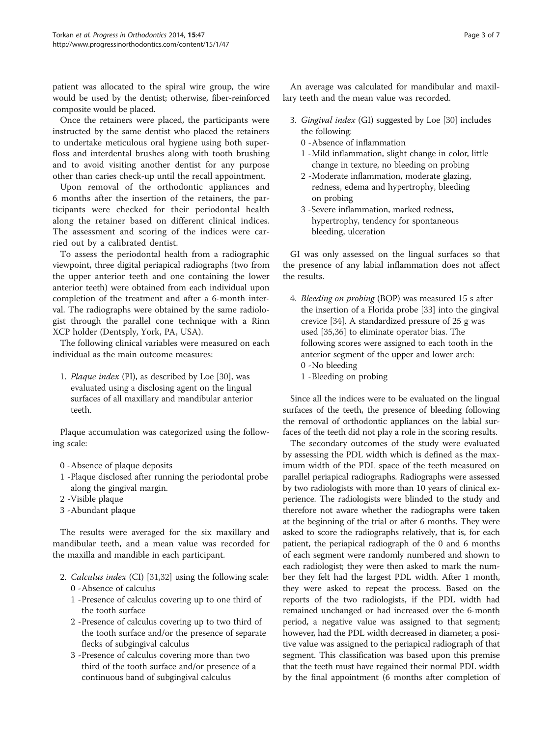patient was allocated to the spiral wire group, the wire would be used by the dentist; otherwise, fiber-reinforced composite would be placed.

Once the retainers were placed, the participants were instructed by the same dentist who placed the retainers to undertake meticulous oral hygiene using both superfloss and interdental brushes along with tooth brushing and to avoid visiting another dentist for any purpose other than caries check-up until the recall appointment.

Upon removal of the orthodontic appliances and 6 months after the insertion of the retainers, the participants were checked for their periodontal health along the retainer based on different clinical indices. The assessment and scoring of the indices were carried out by a calibrated dentist.

To assess the periodontal health from a radiographic viewpoint, three digital periapical radiographs (two from the upper anterior teeth and one containing the lower anterior teeth) were obtained from each individual upon completion of the treatment and after a 6-month interval. The radiographs were obtained by the same radiologist through the parallel cone technique with a Rinn XCP holder (Dentsply, York, PA, USA).

The following clinical variables were measured on each individual as the main outcome measures:

1. *Plaque index* (PI), as described by Loe [30], was evaluated using a disclosing agent on the lingual surfaces of all maxillary and mandibular anterior teeth.

Plaque accumulation was categorized using the following scale:

0 -Absence of plaque deposits
1 -Plaque disclosed after running the periodontal probe along the gingival margin.
2 -Visible plaque
3 -Abundant plaque

The results were averaged for the six maxillary and mandibular teeth, and a mean value was recorded for the maxilla and mandible in each participant.

2. *Calculus index* (CI) [31,32] using the following scale:
   0 -Absence of calculus
   1 -Presence of calculus covering up to one third of the tooth surface
   2 -Presence of calculus covering up to two third of the tooth surface and/or the presence of separate flecks of subgingival calculus
   3 -Presence of calculus covering more than two third of the tooth surface and/or presence of a continuous band of subgingival calculus

An average was calculated for mandibular and maxillary teeth and the mean value was recorded.

3. *Gingival index* (GI) suggested by Loe [30] includes the following:
   0 -Absence of inflammation
   1 -Mild inflammation, slight change in color, little change in texture, no bleeding on probing
   2 -Moderate inflammation, moderate glazing, redness, edema and hypertrophy, bleeding on probing
   3 -Severe inflammation, marked redness, hypertrophy, tendency for spontaneous bleeding, ulceration

GI was only assessed on the lingual surfaces so that the presence of any labial inflammation does not affect the results.

4. *Bleeding on probing* (BOP) was measured 15 s after the insertion of a Florida probe [33] into the gingival crevice [34]. A standardized pressure of 25 g was used [35,36] to eliminate operator bias. The following scores were assigned to each tooth in the anterior segment of the upper and lower arch:
   0 -No bleeding
   1 -Bleeding on probing

Since all the indices were to be evaluated on the lingual surfaces of the teeth, the presence of bleeding following the removal of orthodontic appliances on the labial surfaces of the teeth did not play a role in the scoring results.

The secondary outcomes of the study were evaluated by assessing the PDL width which is defined as the maximum width of the PDL space of the teeth measured on parallel periapical radiographs. Radiographs were assessed by two radiologists with more than 10 years of clinical experience. The radiologists were blinded to the study and therefore not aware whether the radiographs were taken at the beginning of the trial or after 6 months. They were asked to score the radiographs relatively, that is, for each patient, the periapical radiograph of the 0 and 6 months of each segment were randomly numbered and shown to each radiologist; they were then asked to mark the number they felt had the largest PDL width. After 1 month, they were asked to repeat the process. Based on the reports of the two radiologists, if the PDL width had remained unchanged or had increased over the 6-month period, a negative value was assigned to that segment; however, had the PDL width decreased in diameter, a positive value was assigned to the periapical radiograph of that segment. This classification was based upon this premise that the teeth must have regained their normal PDL width by the final appointment (6 months after completion of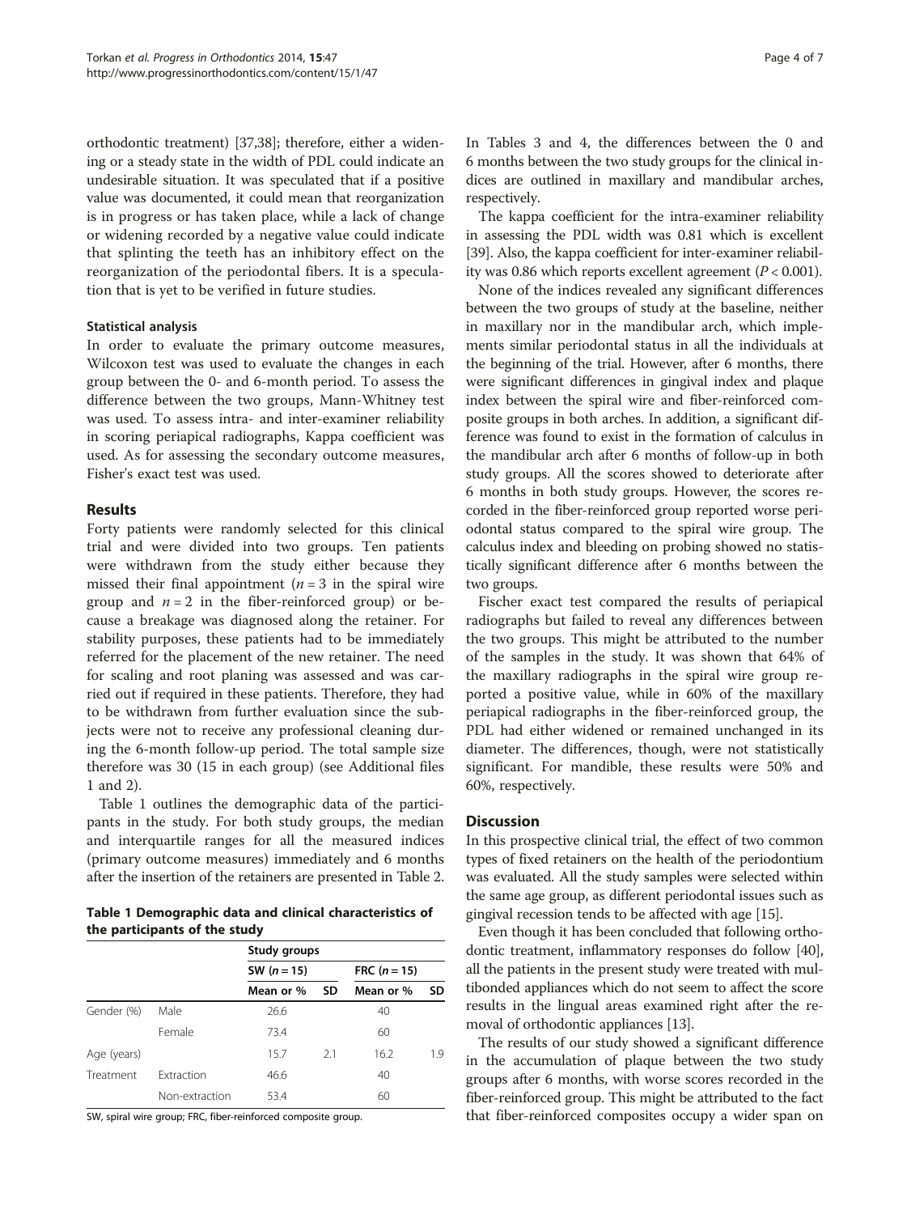orthodontic treatment) [37,38]; therefore, either a widening or a steady state in the width of PDL could indicate an undesirable situation. It was speculated that if a positive value was documented, it could mean that reorganization is in progress or has taken place, while a lack of change or widening recorded by a negative value could indicate that splinting the teeth has an inhibitory effect on the reorganization of the periodontal fibers. It is a speculation that is yet to be verified in future studies.

### Statistical analysis

In order to evaluate the primary outcome measures, Wilcoxon test was used to evaluate the changes in each group between the 0- and 6-month period. To assess the difference between the two groups, Mann-Whitney test was used. To assess intra- and inter-examiner reliability in scoring periapical radiographs, Kappa coefficient was used. As for assessing the secondary outcome measures, Fisher's exact test was used.

## Results

Forty patients were randomly selected for this clinical trial and were divided into two groups. Ten patients were withdrawn from the study either because they missed their final appointment ($n = 3$ in the spiral wire group and $n = 2$ in the fiber-reinforced group) or because a breakage was diagnosed along the retainer. For stability purposes, these patients had to be immediately referred for the placement of the new retainer. The need for scaling and root planing was assessed and was carried out if required in these patients. Therefore, they had to be withdrawn from further evaluation since the subjects were not to receive any professional cleaning during the 6-month follow-up period. The total sample size therefore was 30 (15 in each group) (see Additional files 1 and 2).

Table 1 outlines the demographic data of the participants in the study. For both study groups, the median and interquartile ranges for all the measured indices (primary outcome measures) immediately and 6 months after the insertion of the retainers are presented in Table 2.

**Table 1 Demographic data and clinical characteristics of the participants of the study**

| | | Study groups | | | |
|---|---|---|---|---|---|
| | | SW ($n = 15$) | | FRC ($n = 15$) | |
| | | Mean or % | SD | Mean or % | SD |
| Gender (%) | Male | 26.6 | | 40 | |
| | Female | 73.4 | | 60 | |
| Age (years) | | 15.7 | 2.1 | 16.2 | 1.9 |
| Treatment | Extraction | 46.6 | | 40 | |
| | Non-extraction | 53.4 | | 60 | |

SW, spiral wire group; FRC, fiber-reinforced composite group.

In Tables 3 and 4, the differences between the 0 and 6 months between the two study groups for the clinical indices are outlined in maxillary and mandibular arches, respectively.

The kappa coefficient for the intra-examiner reliability in assessing the PDL width was 0.81 which is excellent [39]. Also, the kappa coefficient for inter-examiner reliability was 0.86 which reports excellent agreement ($P < 0.001$).

None of the indices revealed any significant differences between the two groups of study at the baseline, neither in maxillary nor in the mandibular arch, which implements similar periodontal status in all the individuals at the beginning of the trial. However, after 6 months, there were significant differences in gingival index and plaque index between the spiral wire and fiber-reinforced composite groups in both arches. In addition, a significant difference was found to exist in the formation of calculus in the mandibular arch after 6 months of follow-up in both study groups. All the scores showed to deteriorate after 6 months in both study groups. However, the scores recorded in the fiber-reinforced group reported worse periodontal status compared to the spiral wire group. The calculus index and bleeding on probing showed no statistically significant difference after 6 months between the two groups.

Fischer exact test compared the results of periapical radiographs but failed to reveal any differences between the two groups. This might be attributed to the number of the samples in the study. It was shown that 64% of the maxillary radiographs in the spiral wire group reported a positive value, while in 60% of the maxillary periapical radiographs in the fiber-reinforced group, the PDL had either widened or remained unchanged in its diameter. The differences, though, were not statistically significant. For mandible, these results were 50% and 60%, respectively.

## Discussion

In this prospective clinical trial, the effect of two common types of fixed retainers on the health of the periodontium was evaluated. All the study samples were selected within the same age group, as different periodontal issues such as gingival recession tends to be affected with age [15].

Even though it has been concluded that following orthodontic treatment, inflammatory responses do follow [40], all the patients in the present study were treated with multibonded appliances which do not seem to affect the score results in the lingual areas examined right after the removal of orthodontic appliances [13].

The results of our study showed a significant difference in the accumulation of plaque between the two study groups after 6 months, with worse scores recorded in the fiber-reinforced group. This might be attributed to the fact that fiber-reinforced composites occupy a wider span on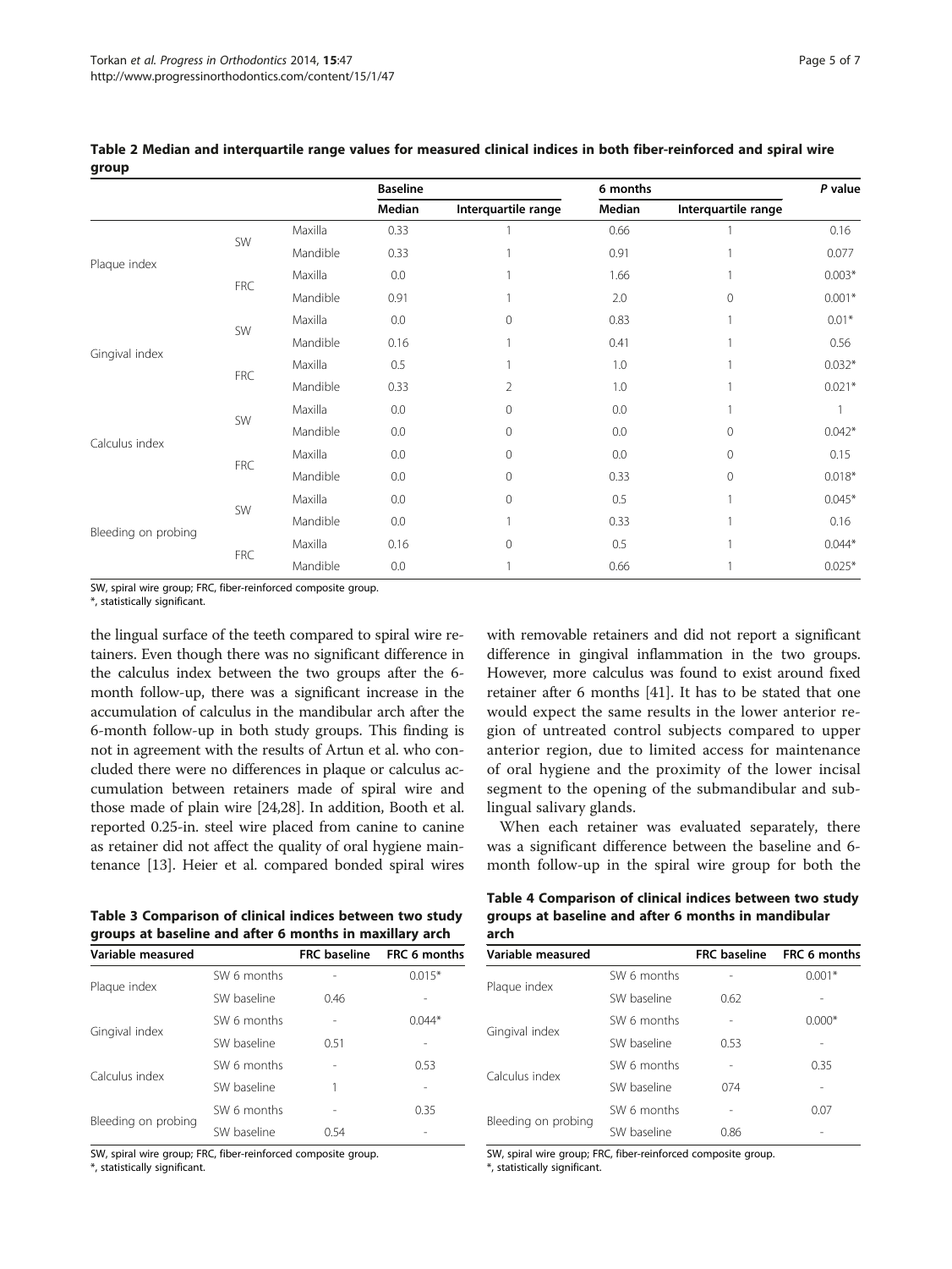**Table 2 Median and interquartile range values for measured clinical indices in both fiber-reinforced and spiral wire group**

| | | | Baseline | | 6 months | | P value |
|---|---|---|---|---|---|---|---|
| | | | Median | Interquartile range | Median | Interquartile range | |
| Plaque index | SW | Maxilla | 0.33 | 1 | 0.66 | 1 | 0.16 |
| | | Mandible | 0.33 | 1 | 0.91 | 1 | 0.077 |
| | FRC | Maxilla | 0.0 | 1 | 1.66 | 1 | 0.003* |
| | | Mandible | 0.91 | 1 | 2.0 | 0 | 0.001* |
| Gingival index | SW | Maxilla | 0.0 | 0 | 0.83 | 1 | 0.01* |
| | | Mandible | 0.16 | 1 | 0.41 | 1 | 0.56 |
| | FRC | Maxilla | 0.5 | 1 | 1.0 | 1 | 0.032* |
| | | Mandible | 0.33 | 2 | 1.0 | 1 | 0.021* |
| Calculus index | SW | Maxilla | 0.0 | 0 | 0.0 | 1 | 1 |
| | | Mandible | 0.0 | 0 | 0.0 | 0 | 0.042* |
| | FRC | Maxilla | 0.0 | 0 | 0.0 | 0 | 0.15 |
| | | Mandible | 0.0 | 0 | 0.33 | 0 | 0.018* |
| Bleeding on probing | SW | Maxilla | 0.0 | 0 | 0.5 | 1 | 0.045* |
| | | Mandible | 0.0 | 1 | 0.33 | 1 | 0.16 |
| | FRC | Maxilla | 0.16 | 0 | 0.5 | 1 | 0.044* |
| | | Mandible | 0.0 | 1 | 0.66 | 1 | 0.025* |

SW, spiral wire group; FRC, fiber-reinforced composite group.
*, statistically significant.

the lingual surface of the teeth compared to spiral wire retainers. Even though there was no significant difference in the calculus index between the two groups after the 6-month follow-up, there was a significant increase in the accumulation of calculus in the mandibular arch after the 6-month follow-up in both study groups. This finding is not in agreement with the results of Artun et al. who concluded there were no differences in plaque or calculus accumulation between retainers made of spiral wire and those made of plain wire [24,28]. In addition, Booth et al. reported 0.25-in. steel wire placed from canine to canine as retainer did not affect the quality of oral hygiene maintenance [13]. Heier et al. compared bonded spiral wires with removable retainers and did not report a significant difference in gingival inflammation in the two groups. However, more calculus was found to exist around fixed retainer after 6 months [41]. It has to be stated that one would expect the same results in the lower anterior region of untreated control subjects compared to upper anterior region, due to limited access for maintenance of oral hygiene and the proximity of the lower incisal segment to the opening of the submandibular and sublingual salivary glands.

When each retainer was evaluated separately, there was a significant difference between the baseline and 6-month follow-up in the spiral wire group for both the

**Table 3 Comparison of clinical indices between two study groups at baseline and after 6 months in maxillary arch**

| Variable measured | | FRC baseline | FRC 6 months |
|---|---|---|---|
| Plaque index | SW 6 months | - | 0.015* |
| | SW baseline | 0.46 | - |
| Gingival index | SW 6 months | - | 0.044* |
| | SW baseline | 0.51 | - |
| Calculus index | SW 6 months | - | 0.53 |
| | SW baseline | 1 | - |
| Bleeding on probing | SW 6 months | - | 0.35 |
| | SW baseline | 0.54 | - |

SW, spiral wire group; FRC, fiber-reinforced composite group.
*, statistically significant.

**Table 4 Comparison of clinical indices between two study groups at baseline and after 6 months in mandibular arch**

| Variable measured | | FRC baseline | FRC 6 months |
|---|---|---|---|
| Plaque index | SW 6 months | - | 0.001* |
| | SW baseline | 0.62 | - |
| Gingival index | SW 6 months | - | 0.000* |
| | SW baseline | 0.53 | - |
| Calculus index | SW 6 months | - | 0.35 |
| | SW baseline | 074 | - |
| Bleeding on probing | SW 6 months | - | 0.07 |
| | SW baseline | 0.86 | - |

SW, spiral wire group; FRC, fiber-reinforced composite group.
*, statistically significant.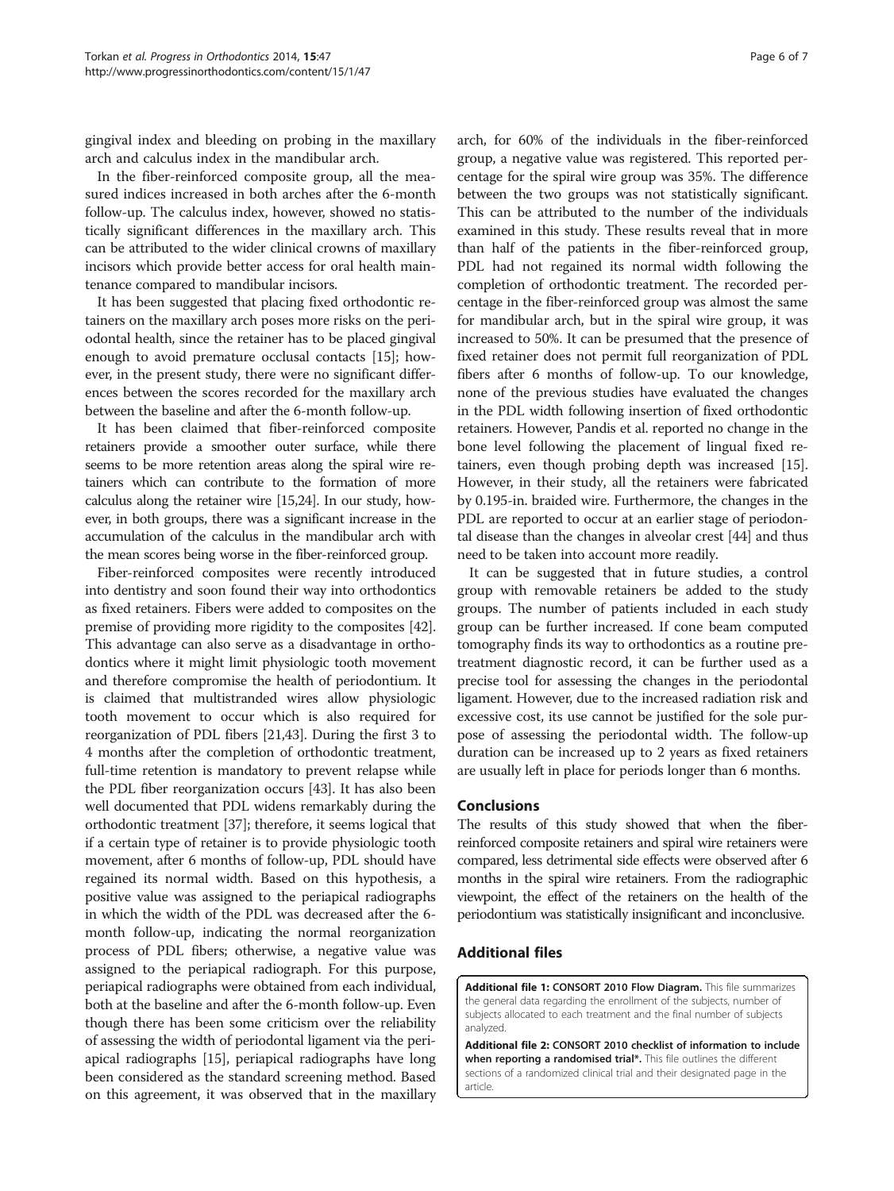gingival index and bleeding on probing in the maxillary arch and calculus index in the mandibular arch.

In the fiber-reinforced composite group, all the measured indices increased in both arches after the 6-month follow-up. The calculus index, however, showed no statistically significant differences in the maxillary arch. This can be attributed to the wider clinical crowns of maxillary incisors which provide better access for oral health maintenance compared to mandibular incisors.

It has been suggested that placing fixed orthodontic retainers on the maxillary arch poses more risks on the periodontal health, since the retainer has to be placed gingival enough to avoid premature occlusal contacts [15]; however, in the present study, there were no significant differences between the scores recorded for the maxillary arch between the baseline and after the 6-month follow-up.

It has been claimed that fiber-reinforced composite retainers provide a smoother outer surface, while there seems to be more retention areas along the spiral wire retainers which can contribute to the formation of more calculus along the retainer wire [15,24]. In our study, however, in both groups, there was a significant increase in the accumulation of the calculus in the mandibular arch with the mean scores being worse in the fiber-reinforced group.

Fiber-reinforced composites were recently introduced into dentistry and soon found their way into orthodontics as fixed retainers. Fibers were added to composites on the premise of providing more rigidity to the composites [42]. This advantage can also serve as a disadvantage in orthodontics where it might limit physiologic tooth movement and therefore compromise the health of periodontium. It is claimed that multistranded wires allow physiologic tooth movement to occur which is also required for reorganization of PDL fibers [21,43]. During the first 3 to 4 months after the completion of orthodontic treatment, full-time retention is mandatory to prevent relapse while the PDL fiber reorganization occurs [43]. It has also been well documented that PDL widens remarkably during the orthodontic treatment [37]; therefore, it seems logical that if a certain type of retainer is to provide physiologic tooth movement, after 6 months of follow-up, PDL should have regained its normal width. Based on this hypothesis, a positive value was assigned to the periapical radiographs in which the width of the PDL was decreased after the 6-month follow-up, indicating the normal reorganization process of PDL fibers; otherwise, a negative value was assigned to the periapical radiograph. For this purpose, periapical radiographs were obtained from each individual, both at the baseline and after the 6-month follow-up. Even though there has been some criticism over the reliability of assessing the width of periodontal ligament via the periapical radiographs [15], periapical radiographs have long been considered as the standard screening method. Based on this agreement, it was observed that in the maxillary arch, for 60% of the individuals in the fiber-reinforced group, a negative value was registered. This reported percentage for the spiral wire group was 35%. The difference between the two groups was not statistically significant. This can be attributed to the number of the individuals examined in this study. These results reveal that in more than half of the patients in the fiber-reinforced group, PDL had not regained its normal width following the completion of orthodontic treatment. The recorded percentage in the fiber-reinforced group was almost the same for mandibular arch, but in the spiral wire group, it was increased to 50%. It can be presumed that the presence of fixed retainer does not permit full reorganization of PDL fibers after 6 months of follow-up. To our knowledge, none of the previous studies have evaluated the changes in the PDL width following insertion of fixed orthodontic retainers. However, Pandis et al. reported no change in the bone level following the placement of lingual fixed retainers, even though probing depth was increased [15]. However, in their study, all the retainers were fabricated by 0.195-in. braided wire. Furthermore, the changes in the PDL are reported to occur at an earlier stage of periodontal disease than the changes in alveolar crest [44] and thus need to be taken into account more readily.

It can be suggested that in future studies, a control group with removable retainers be added to the study groups. The number of patients included in each study group can be further increased. If cone beam computed tomography finds its way to orthodontics as a routine pretreatment diagnostic record, it can be further used as a precise tool for assessing the changes in the periodontal ligament. However, due to the increased radiation risk and excessive cost, its use cannot be justified for the sole purpose of assessing the periodontal width. The follow-up duration can be increased up to 2 years as fixed retainers are usually left in place for periods longer than 6 months.

## Conclusions

The results of this study showed that when the fiber-reinforced composite retainers and spiral wire retainers were compared, less detrimental side effects were observed after 6 months in the spiral wire retainers. From the radiographic viewpoint, the effect of the retainers on the health of the periodontium was statistically insignificant and inconclusive.

## Additional files

**Additional file 1: CONSORT 2010 Flow Diagram.** This file summarizes the general data regarding the enrollment of the subjects, number of subjects allocated to each treatment and the final number of subjects analyzed.

**Additional file 2: CONSORT 2010 checklist of information to include when reporting a randomised trial*.** This file outlines the different sections of a randomized clinical trial and their designated page in the article.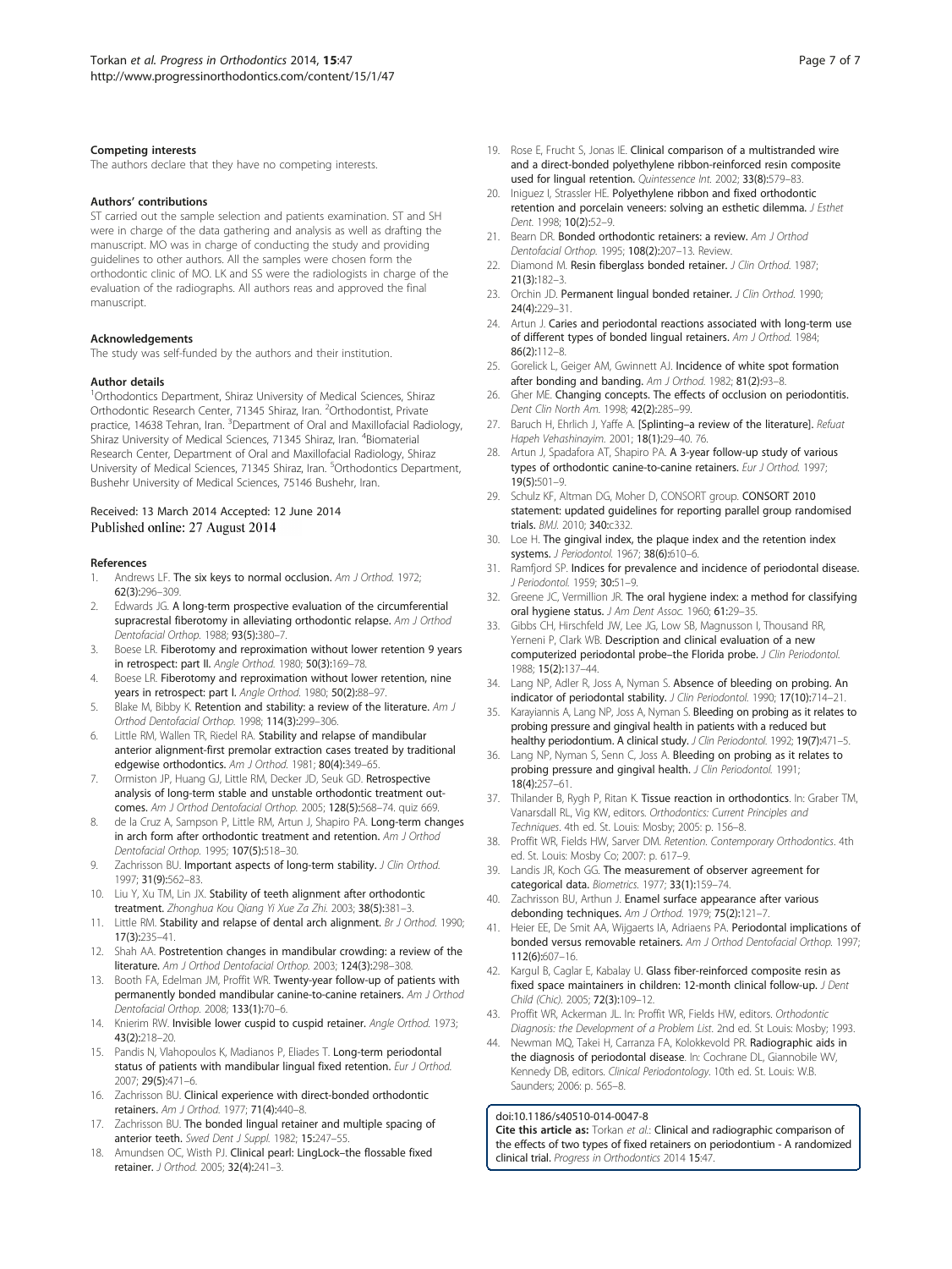### Competing interests

The authors declare that they have no competing interests.

### Authors' contributions

ST carried out the sample selection and patients examination. ST and SH were in charge of the data gathering and analysis as well as drafting the manuscript. MO was in charge of conducting the study and providing guidelines to other authors. All the samples were chosen form the orthodontic clinic of MO. LK and SS were the radiologists in charge of the evaluation of the radiographs. All authors reas and approved the final manuscript.

### Acknowledgements

The study was self-funded by the authors and their institution.

### Author details

[1]Orthodontics Department, Shiraz University of Medical Sciences, Shiraz Orthodontic Research Center, 71345 Shiraz, Iran. [2]Orthodontist, Private practice, 14638 Tehran, Iran. [3]Department of Oral and Maxillofacial Radiology, Shiraz University of Medical Sciences, 71345 Shiraz, Iran. [4]Biomaterial Research Center, Department of Oral and Maxillofacial Radiology, Shiraz University of Medical Sciences, 71345 Shiraz, Iran. [5]Orthodontics Department, Bushehr University of Medical Sciences, 75146 Bushehr, Iran.

Received: 13 March 2014 Accepted: 12 June 2014
Published online: 27 August 2014

### References

1. Andrews LF. **The six keys to normal occlusion.** *Am J Orthod.* 1972; **62(3):**296–309.
2. Edwards JG. **A long-term prospective evaluation of the circumferential supracrestal fiberotomy in alleviating orthodontic relapse.** *Am J Orthod Dentofacial Orthop.* 1988; **93(5):**380–7.
3. Boese LR. **Fiberotomy and reproximation without lower retention 9 years in retrospect: part II.** *Angle Orthod.* 1980; **50(3):**169–78.
4. Boese LR. **Fiberotomy and reproximation without lower retention, nine years in retrospect: part I.** *Angle Orthod.* 1980; **50(2):**88–97.
5. Blake M, Bibby K. **Retention and stability: a review of the literature.** *Am J Orthod Dentofacial Orthop.* 1998; **114(3):**299–306.
6. Little RM, Wallen TR, Riedel RA. **Stability and relapse of mandibular anterior alignment-first premolar extraction cases treated by traditional edgewise orthodontics.** *Am J Orthod.* 1981; **80(4):**349–65.
7. Ormiston JP, Huang GJ, Little RM, Decker JD, Seuk GD. **Retrospective analysis of long-term stable and unstable orthodontic treatment outcomes.** *Am J Orthod Dentofacial Orthop.* 2005; **128(5):**568–74. quiz 669.
8. de la Cruz A, Sampson P, Little RM, Artun J, Shapiro PA. **Long-term changes in arch form after orthodontic treatment and retention.** *Am J Orthod Dentofacial Orthop.* 1995; **107(5):**518–30.
9. Zachrisson BU. **Important aspects of long-term stability.** *J Clin Orthod.* 1997; **31(9):**562–83.
10. Liu Y, Xu TM, Lin JX. **Stability of teeth alignment after orthodontic treatment.** *Zhonghua Kou Qiang Yi Xue Za Zhi.* 2003; **38(5):**381–3.
11. Little RM. **Stability and relapse of dental arch alignment.** *Br J Orthod.* 1990; **17(3):**235–41.
12. Shah AA. **Postretention changes in mandibular crowding: a review of the literature.** *Am J Orthod Dentofacial Orthop.* 2003; **124(3):**298–308.
13. Booth FA, Edelman JM, Proffit WR. **Twenty-year follow-up of patients with permanently bonded mandibular canine-to-canine retainers.** *Am J Orthod Dentofacial Orthop.* 2008; **133(1):**70–6.
14. Knierim RW. **Invisible lower cuspid to cuspid retainer.** *Angle Orthod.* 1973; **43(2):**218–20.
15. Pandis N, Vlahopoulos K, Madianos P, Eliades T. **Long-term periodontal status of patients with mandibular lingual fixed retention.** *Eur J Orthod.* 2007; **29(5):**471–6.
16. Zachrisson BU. **Clinical experience with direct-bonded orthodontic retainers.** *Am J Orthod.* 1977; **71(4):**440–8.
17. Zachrisson BU. **The bonded lingual retainer and multiple spacing of anterior teeth.** *Swed Dent J Suppl.* 1982; **15:**247–55.
18. Amundsen OC, Wisth PJ. **Clinical pearl: LingLock–the flossable fixed retainer.** *J Orthod.* 2005; **32(4):**241–3.
19. Rose E, Frucht S, Jonas IE. **Clinical comparison of a multistranded wire and a direct-bonded polyethylene ribbon-reinforced resin composite used for lingual retention.** *Quintessence Int.* 2002; **33(8):**579–83.
20. Iniguez I, Strassler HE. **Polyethylene ribbon and fixed orthodontic retention and porcelain veneers: solving an esthetic dilemma.** *J Esthet Dent.* 1998; **10(2):**52–9.
21. Bearn DR. **Bonded orthodontic retainers: a review.** *Am J Orthod Dentofacial Orthop.* 1995; **108(2):**207–13. Review.
22. Diamond M. **Resin fiberglass bonded retainer.** *J Clin Orthod.* 1987; **21(3):**182–3.
23. Orchin JD. **Permanent lingual bonded retainer.** *J Clin Orthod.* 1990; **24(4):**229–31.
24. Artun J. **Caries and periodontal reactions associated with long-term use of different types of bonded lingual retainers.** *Am J Orthod.* 1984; **86(2):**112–8.
25. Gorelick L, Geiger AM, Gwinnett AJ. **Incidence of white spot formation after bonding and banding.** *Am J Orthod.* 1982; **81(2):**93–8.
26. Gher ME. **Changing concepts. The effects of occlusion on periodontitis.** *Dent Clin North Am.* 1998; **42(2):**285–99.
27. Baruch H, Ehrlich J, Yaffe A. **[Splinting–a review of the literature].** *Refuat Hapeh Vehashinayim.* 2001; **18(1):**29–40. 76.
28. Artun J, Spadafora AT, Shapiro PA. **A 3-year follow-up study of various types of orthodontic canine-to-canine retainers.** *Eur J Orthod.* 1997; **19(5):**501–9.
29. Schulz KF, Altman DG, Moher D, CONSORT group. **CONSORT 2010 statement: updated guidelines for reporting parallel group randomised trials.** *BMJ.* 2010; **340:**c332.
30. Loe H. **The gingival index, the plaque index and the retention index systems.** *J Periodontol.* 1967; **38(6):**610–6.
31. Ramfjord SP. **Indices for prevalence and incidence of periodontal disease.** *J Periodontol.* 1959; **30:**51–9.
32. Greene JC, Vermillion JR. **The oral hygiene index: a method for classifying oral hygiene status.** *J Am Dent Assoc.* 1960; **61:**29–35.
33. Gibbs CH, Hirschfeld JW, Lee JG, Low SB, Magnusson I, Thousand RR, Yerneni P, Clark WB. **Description and clinical evaluation of a new computerized periodontal probe–the Florida probe.** *J Clin Periodontol.* 1988; **15(2):**137–44.
34. Lang NP, Adler R, Joss A, Nyman S. **Absence of bleeding on probing. An indicator of periodontal stability.** *J Clin Periodontol.* 1990; **17(10):**714–21.
35. Karayiannis A, Lang NP, Joss A, Nyman S. **Bleeding on probing as it relates to probing pressure and gingival health in patients with a reduced but healthy periodontium. A clinical study.** *J Clin Periodontol.* 1992; **19(7):**471–5.
36. Lang NP, Nyman S, Senn C, Joss A. **Bleeding on probing as it relates to probing pressure and gingival health.** *J Clin Periodontol.* 1991; **18(4):**257–61.
37. Thilander B, Rygh P, Ritan K. **Tissue reaction in orthodontics.** In: Graber TM, Vanarsdall RL, Vig KW, editors. *Orthodontics: Current Principles and Techniques*. 4th ed. St. Louis: Mosby; 2005: p. 156–8.
38. Proffit WR, Fields HW, Sarver DM. *Retention. Contemporary Orthodontics*. 4th ed. St. Louis: Mosby Co; 2007: p. 617–9.
39. Landis JR, Koch GG. **The measurement of observer agreement for categorical data.** *Biometrics.* 1977; **33(1):**159–74.
40. Zachrisson BU, Arthun J. **Enamel surface appearance after various debonding techniques.** *Am J Orthod.* 1979; **75(2):**121–7.
41. Heier EE, De Smit AA, Wijgaerts IA, Adriaens PA. **Periodontal implications of bonded versus removable retainers.** *Am J Orthod Dentofacial Orthop.* 1997; **112(6):**607–16.
42. Kargul B, Caglar E, Kabalay U. **Glass fiber-reinforced composite resin as fixed space maintainers in children: 12-month clinical follow-up.** *J Dent Child (Chic).* 2005; **72(3):**109–12.
43. Proffit WR, Ackerman JL. In: Proffit WR, Fields HW, editors. *Orthodontic Diagnosis: the Development of a Problem List*. 2nd ed. St Louis: Mosby; 1993.
44. Newman MQ, Takei H, Carranza FA, Kolokkevold PR. **Radiographic aids in the diagnosis of periodontal disease.** In: Cochrane DL, Giannobile WV, Kennedy DB, editors. *Clinical Periodontology*. 10th ed. St. Louis: W.B. Saunders; 2006: p. 565–8.

doi:10.1186/s40510-014-0047-8
**Cite this article as:** Torkan *et al.*: Clinical and radiographic comparison of the effects of two types of fixed retainers on periodontium - A randomized clinical trial. *Progress in Orthodontics* 2014 **15**:47.